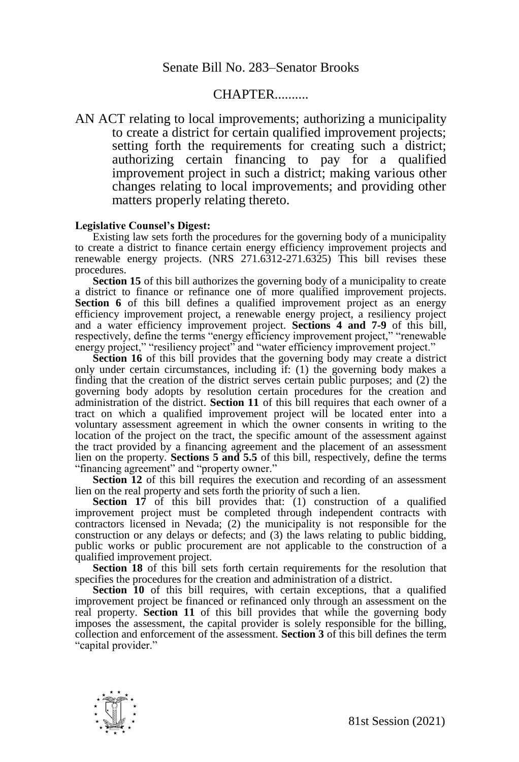# Senate Bill No. 283–Senator Brooks

## CHAPTER..........

AN ACT relating to local improvements; authorizing a municipality to create a district for certain qualified improvement projects; setting forth the requirements for creating such a district; authorizing certain financing to pay for a qualified improvement project in such a district; making various other changes relating to local improvements; and providing other matters properly relating thereto.

**Legislative Counsel's Digest:**

Existing law sets forth the procedures for the governing body of a municipality to create a district to finance certain energy efficiency improvement projects and renewable energy projects. (NRS 271.6312-271.6325) This bill revises these procedures.

**Section 15** of this bill authorizes the governing body of a municipality to create a district to finance or refinance one of more qualified improvement projects. **Section 6** of this bill defines a qualified improvement project as an energy efficiency improvement project, a renewable energy project, a resiliency project and a water efficiency improvement project. **Sections 4 and 7-9** of this bill, respectively, define the terms "energy efficiency improvement project," "renewable energy project," "resiliency project" and "water efficiency improvement project."

**Section 16** of this bill provides that the governing body may create a district only under certain circumstances, including if: (1) the governing body makes a finding that the creation of the district serves certain public purposes; and (2) the governing body adopts by resolution certain procedures for the creation and administration of the district. **Section 11** of this bill requires that each owner of a tract on which a qualified improvement project will be located enter into a voluntary assessment agreement in which the owner consents in writing to the location of the project on the tract, the specific amount of the assessment against the tract provided by a financing agreement and the placement of an assessment lien on the property. **Sections 5 and 5.5** of this bill, respectively, define the terms "financing agreement" and "property owner."

**Section 12** of this bill requires the execution and recording of an assessment lien on the real property and sets forth the priority of such a lien.

**Section 17** of this bill provides that: (1) construction of a qualified improvement project must be completed through independent contracts with contractors licensed in Nevada; (2) the municipality is not responsible for the construction or any delays or defects; and (3) the laws relating to public bidding, public works or public procurement are not applicable to the construction of a qualified improvement project.

**Section 18** of this bill sets forth certain requirements for the resolution that specifies the procedures for the creation and administration of a district.

**Section 10** of this bill requires, with certain exceptions, that a qualified improvement project be financed or refinanced only through an assessment on the real property. **Section 11** of this bill provides that while the governing body imposes the assessment, the capital provider is solely responsible for the billing, collection and enforcement of the assessment. **Section 3** of this bill defines the term "capital provider."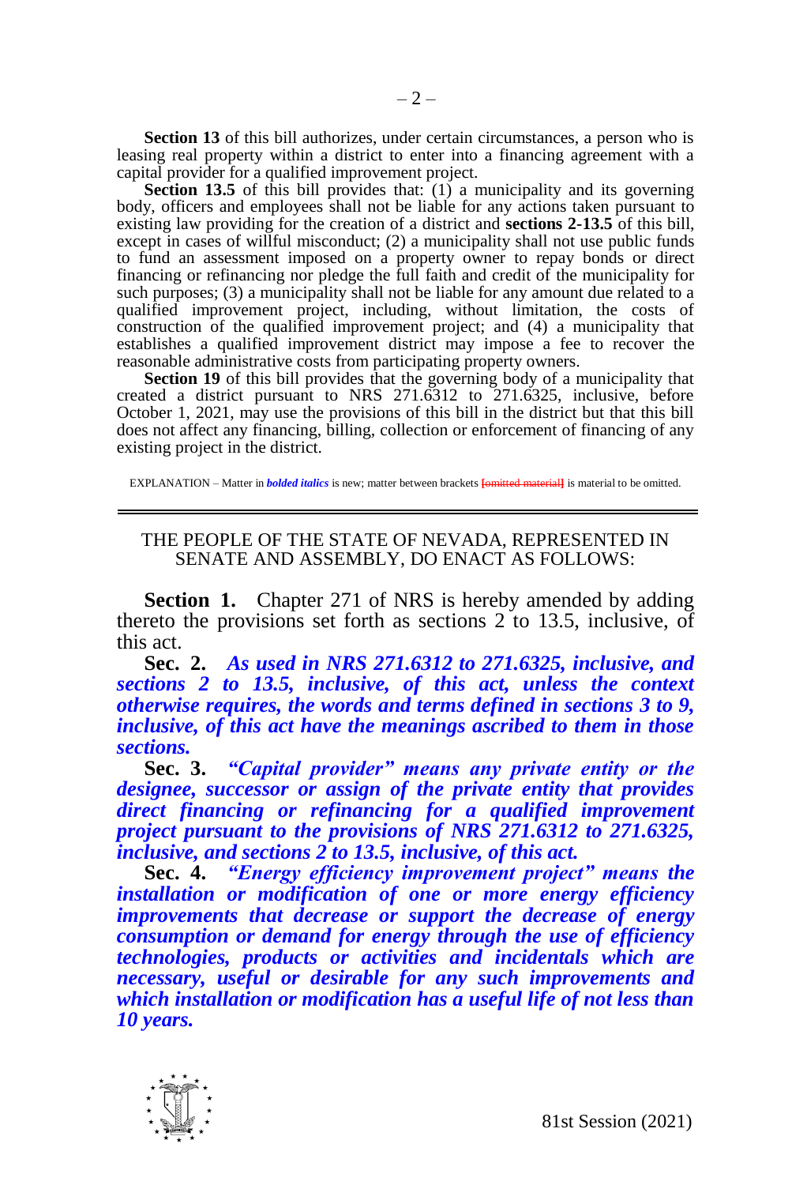**Section 13** of this bill authorizes, under certain circumstances, a person who is leasing real property within a district to enter into a financing agreement with a capital provider for a qualified improvement project.

**Section 13.5** of this bill provides that: (1) a municipality and its governing body, officers and employees shall not be liable for any actions taken pursuant to existing law providing for the creation of a district and **sections 2-13.5** of this bill, except in cases of willful misconduct; (2) a municipality shall not use public funds to fund an assessment imposed on a property owner to repay bonds or direct financing or refinancing nor pledge the full faith and credit of the municipality for such purposes; (3) a municipality shall not be liable for any amount due related to a qualified improvement project, including, without limitation, the costs of construction of the qualified improvement project; and (4) a municipality that establishes a qualified improvement district may impose a fee to recover the reasonable administrative costs from participating property owners.

**Section 19** of this bill provides that the governing body of a municipality that created a district pursuant to NRS 271.6312 to 271.6325, inclusive, before October 1, 2021, may use the provisions of this bill in the district but that this bill does not affect any financing, billing, collection or enforcement of financing of any existing project in the district.

EXPLANATION – Matter in ***bolded italics*** is new; matter between brackets [omitted material] is material to be omitted.

---

THE PEOPLE OF THE STATE OF NEVADA, REPRESENTED IN SENATE AND ASSEMBLY, DO ENACT AS FOLLOWS:

**Section 1.** Chapter 271 of NRS is hereby amended by adding thereto the provisions set forth as sections 2 to 13.5, inclusive, of this act.

**Sec. 2.** ***As used in NRS 271.6312 to 271.6325, inclusive, and sections 2 to 13.5, inclusive, of this act, unless the context otherwise requires, the words and terms defined in sections 3 to 9, inclusive, of this act have the meanings ascribed to them in those sections.***

**Sec. 3.** ***"Capital provider" means any private entity or the designee, successor or assign of the private entity that provides direct financing or refinancing for a qualified improvement project pursuant to the provisions of NRS 271.6312 to 271.6325, inclusive, and sections 2 to 13.5, inclusive, of this act.***

**Sec. 4.** ***"Energy efficiency improvement project" means the installation or modification of one or more energy efficiency improvements that decrease or support the decrease of energy consumption or demand for energy through the use of efficiency technologies, products or activities and incidentals which are necessary, useful or desirable for any such improvements and which installation or modification has a useful life of not less than 10 years.***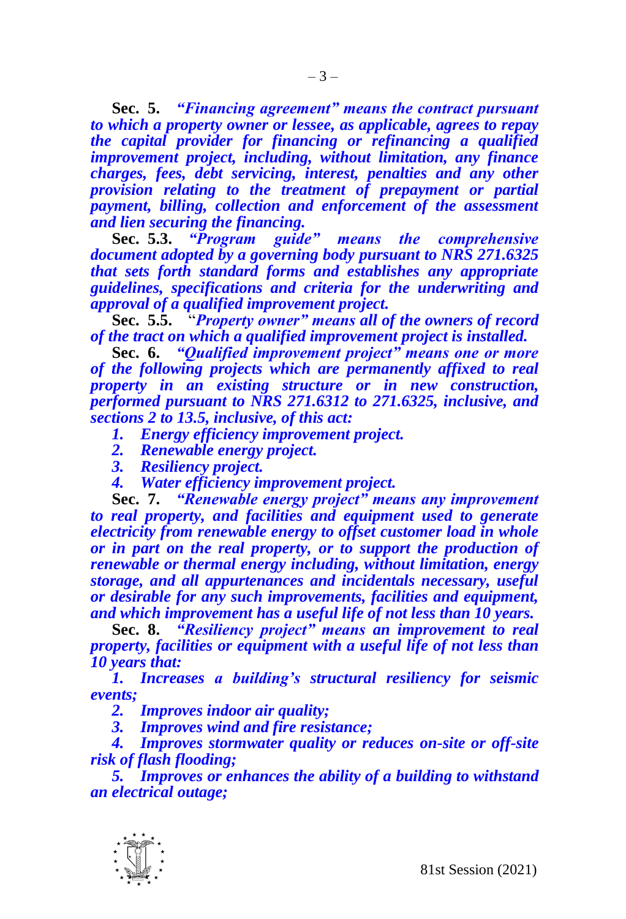**Sec. 5.** ***"Financing agreement" means the contract pursuant to which a property owner or lessee, as applicable, agrees to repay the capital provider for financing or refinancing a qualified improvement project, including, without limitation, any finance charges, fees, debt servicing, interest, penalties and any other provision relating to the treatment of prepayment or partial payment, billing, collection and enforcement of the assessment and lien securing the financing.***

**Sec. 5.3.** ***"Program guide" means the comprehensive document adopted by a governing body pursuant to NRS 271.6325 that sets forth standard forms and establishes any appropriate guidelines, specifications and criteria for the underwriting and approval of a qualified improvement project.***

**Sec. 5.5.** "***Property owner" means all of the owners of record of the tract on which a qualified improvement project is installed.***

**Sec. 6.** ***"Qualified improvement project" means one or more of the following projects which are permanently affixed to real property in an existing structure or in new construction, performed pursuant to NRS 271.6312 to 271.6325, inclusive, and sections 2 to 13.5, inclusive, of this act:***

***1. Energy efficiency improvement project.***

***2. Renewable energy project.***

***3. Resiliency project.***

***4. Water efficiency improvement project.***

**Sec. 7.** ***"Renewable energy project" means any improvement to real property, and facilities and equipment used to generate electricity from renewable energy to offset customer load in whole or in part on the real property, or to support the production of renewable or thermal energy including, without limitation, energy storage, and all appurtenances and incidentals necessary, useful or desirable for any such improvements, facilities and equipment, and which improvement has a useful life of not less than 10 years.***

**Sec. 8.** ***"Resiliency project" means an improvement to real property, facilities or equipment with a useful life of not less than 10 years that:***

***1. Increases a building's structural resiliency for seismic events;***

***2. Improves indoor air quality;***

***3. Improves wind and fire resistance;***

***4. Improves stormwater quality or reduces on-site or off-site risk of flash flooding;***

***5. Improves or enhances the ability of a building to withstand an electrical outage;***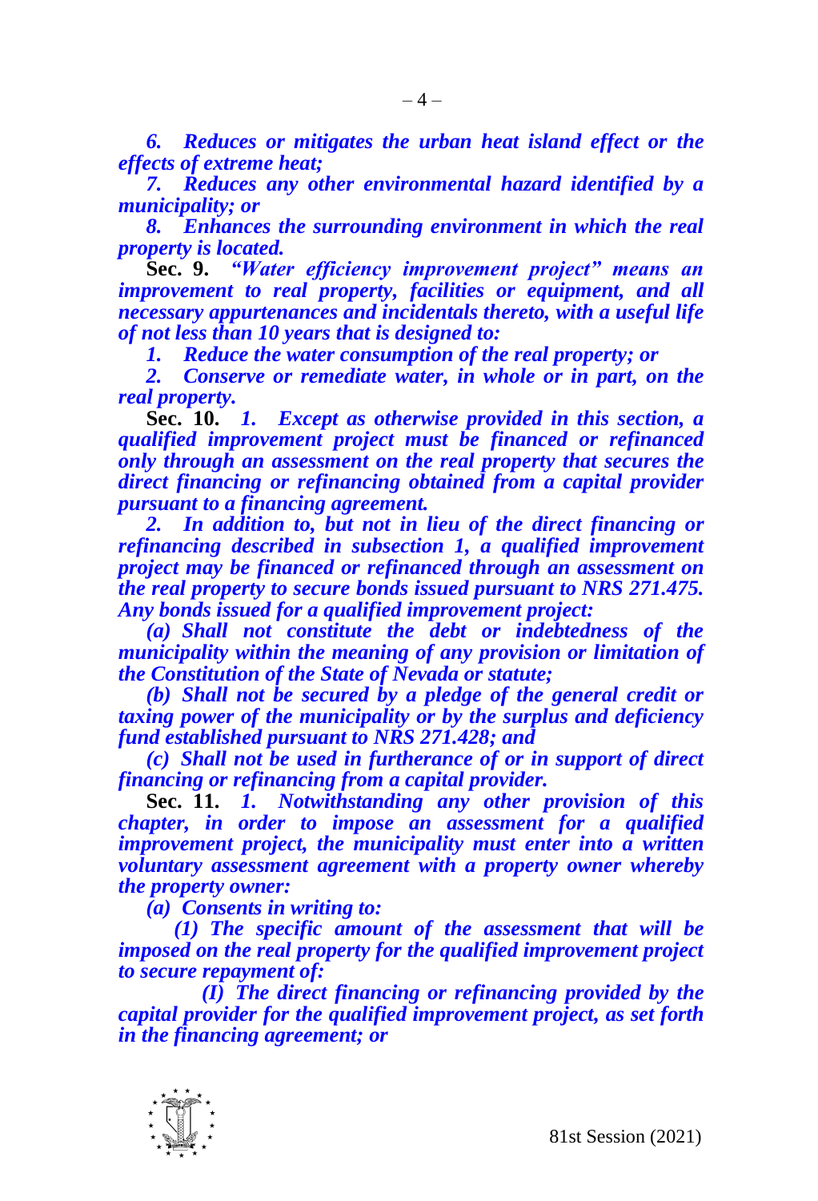*6. Reduces or mitigates the urban heat island effect or the effects of extreme heat;*

*7. Reduces any other environmental hazard identified by a municipality; or*

*8. Enhances the surrounding environment in which the real property is located.*

**Sec. 9.** *"Water efficiency improvement project" means an improvement to real property, facilities or equipment, and all necessary appurtenances and incidentals thereto, with a useful life of not less than 10 years that is designed to:*

*1. Reduce the water consumption of the real property; or*

*2. Conserve or remediate water, in whole or in part, on the real property.*

**Sec. 10.** *1. Except as otherwise provided in this section, a qualified improvement project must be financed or refinanced only through an assessment on the real property that secures the direct financing or refinancing obtained from a capital provider pursuant to a financing agreement.*

*2. In addition to, but not in lieu of the direct financing or refinancing described in subsection 1, a qualified improvement project may be financed or refinanced through an assessment on the real property to secure bonds issued pursuant to NRS 271.475. Any bonds issued for a qualified improvement project:*

*(a) Shall not constitute the debt or indebtedness of the municipality within the meaning of any provision or limitation of the Constitution of the State of Nevada or statute;*

*(b) Shall not be secured by a pledge of the general credit or taxing power of the municipality or by the surplus and deficiency fund established pursuant to NRS 271.428; and*

*(c) Shall not be used in furtherance of or in support of direct financing or refinancing from a capital provider.*

**Sec. 11.** *1. Notwithstanding any other provision of this chapter, in order to impose an assessment for a qualified improvement project, the municipality must enter into a written voluntary assessment agreement with a property owner whereby the property owner:*

*(a) Consents in writing to:*

*(1) The specific amount of the assessment that will be imposed on the real property for the qualified improvement project to secure repayment of:*

*(I) The direct financing or refinancing provided by the capital provider for the qualified improvement project, as set forth in the financing agreement; or*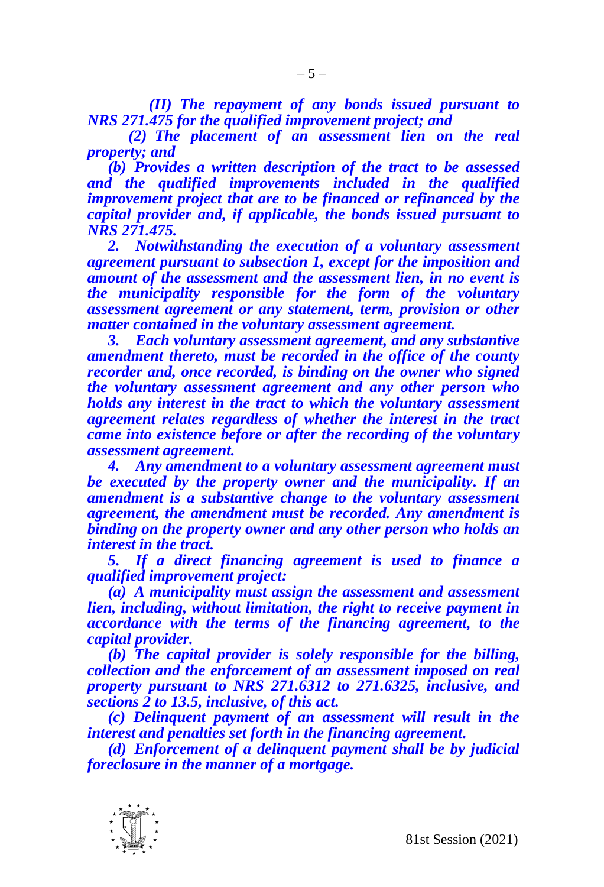*(II) The repayment of any bonds issued pursuant to NRS 271.475 for the qualified improvement project; and*

*(2) The placement of an assessment lien on the real property; and*

*(b) Provides a written description of the tract to be assessed and the qualified improvements included in the qualified improvement project that are to be financed or refinanced by the capital provider and, if applicable, the bonds issued pursuant to NRS 271.475.*

*2. Notwithstanding the execution of a voluntary assessment agreement pursuant to subsection 1, except for the imposition and amount of the assessment and the assessment lien, in no event is the municipality responsible for the form of the voluntary assessment agreement or any statement, term, provision or other matter contained in the voluntary assessment agreement.*

*3. Each voluntary assessment agreement, and any substantive amendment thereto, must be recorded in the office of the county recorder and, once recorded, is binding on the owner who signed the voluntary assessment agreement and any other person who holds any interest in the tract to which the voluntary assessment agreement relates regardless of whether the interest in the tract came into existence before or after the recording of the voluntary assessment agreement.*

*4. Any amendment to a voluntary assessment agreement must be executed by the property owner and the municipality. If an amendment is a substantive change to the voluntary assessment agreement, the amendment must be recorded. Any amendment is binding on the property owner and any other person who holds an interest in the tract.*

*5. If a direct financing agreement is used to finance a qualified improvement project:*

*(a) A municipality must assign the assessment and assessment lien, including, without limitation, the right to receive payment in accordance with the terms of the financing agreement, to the capital provider.*

*(b) The capital provider is solely responsible for the billing, collection and the enforcement of an assessment imposed on real property pursuant to NRS 271.6312 to 271.6325, inclusive, and sections 2 to 13.5, inclusive, of this act.*

*(c) Delinquent payment of an assessment will result in the interest and penalties set forth in the financing agreement.*

*(d) Enforcement of a delinquent payment shall be by judicial foreclosure in the manner of a mortgage.*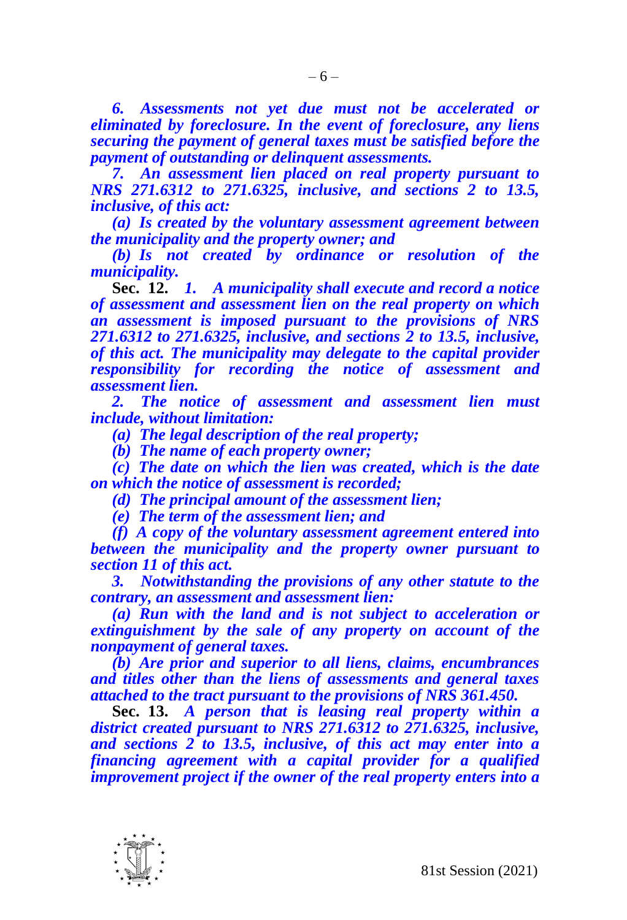*6. Assessments not yet due must not be accelerated or eliminated by foreclosure. In the event of foreclosure, any liens securing the payment of general taxes must be satisfied before the payment of outstanding or delinquent assessments.*

*7. An assessment lien placed on real property pursuant to NRS 271.6312 to 271.6325, inclusive, and sections 2 to 13.5, inclusive, of this act:*

*(a) Is created by the voluntary assessment agreement between the municipality and the property owner; and*

*(b) Is not created by ordinance or resolution of the municipality.*

**Sec. 12.** *1. A municipality shall execute and record a notice of assessment and assessment lien on the real property on which an assessment is imposed pursuant to the provisions of NRS 271.6312 to 271.6325, inclusive, and sections 2 to 13.5, inclusive, of this act. The municipality may delegate to the capital provider responsibility for recording the notice of assessment and assessment lien.*

*2. The notice of assessment and assessment lien must include, without limitation:*

*(a) The legal description of the real property;*

*(b) The name of each property owner;*

*(c) The date on which the lien was created, which is the date on which the notice of assessment is recorded;*

*(d) The principal amount of the assessment lien;*

*(e) The term of the assessment lien; and*

*(f) A copy of the voluntary assessment agreement entered into between the municipality and the property owner pursuant to section 11 of this act.*

*3. Notwithstanding the provisions of any other statute to the contrary, an assessment and assessment lien:*

*(a) Run with the land and is not subject to acceleration or extinguishment by the sale of any property on account of the nonpayment of general taxes.*

*(b) Are prior and superior to all liens, claims, encumbrances and titles other than the liens of assessments and general taxes attached to the tract pursuant to the provisions of NRS 361.450.*

**Sec. 13.** *A person that is leasing real property within a district created pursuant to NRS 271.6312 to 271.6325, inclusive, and sections 2 to 13.5, inclusive, of this act may enter into a financing agreement with a capital provider for a qualified improvement project if the owner of the real property enters into a*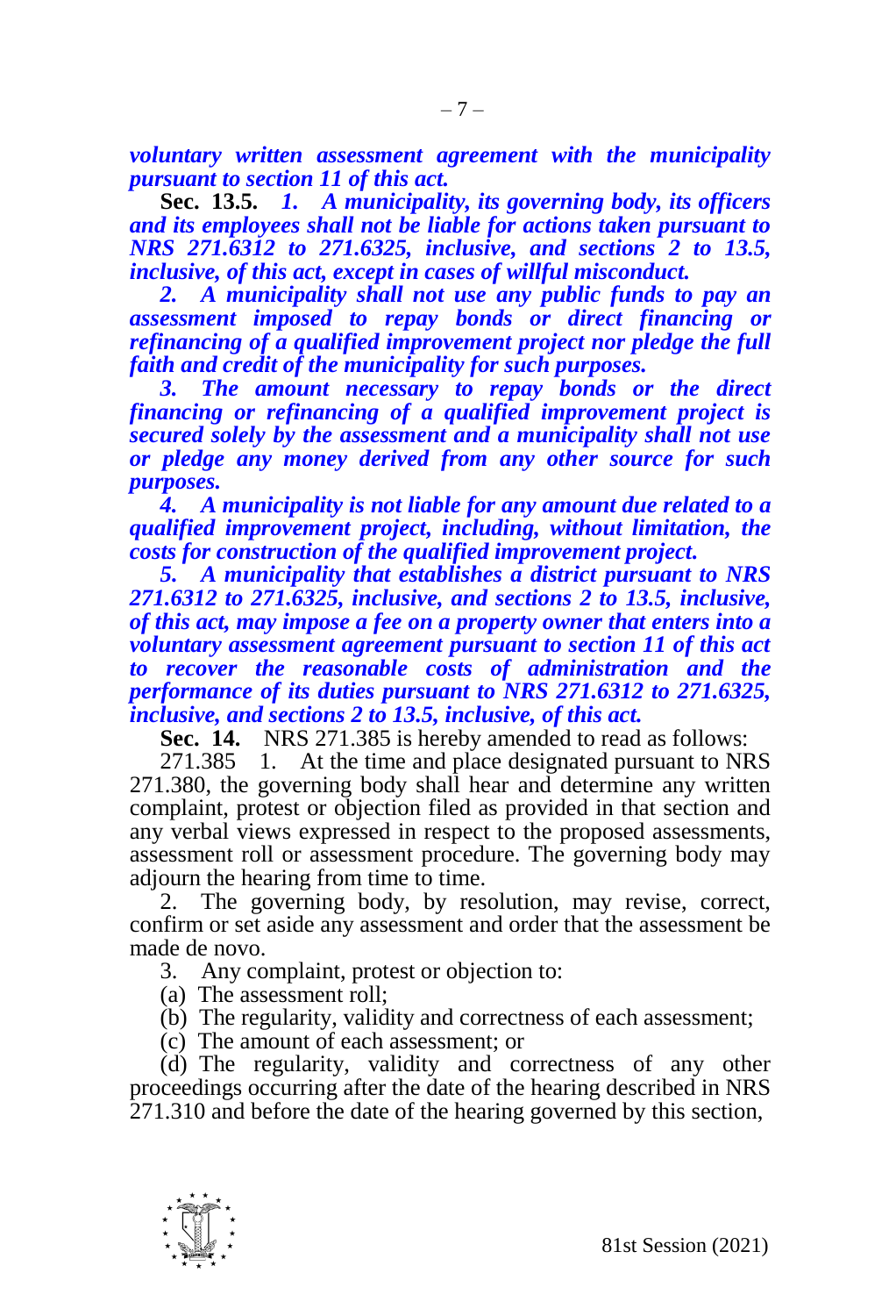***voluntary written assessment agreement with the municipality pursuant to section 11 of this act.***

**Sec. 13.5.** ***1. A municipality, its governing body, its officers and its employees shall not be liable for actions taken pursuant to NRS 271.6312 to 271.6325, inclusive, and sections 2 to 13.5, inclusive, of this act, except in cases of willful misconduct.***

***2. A municipality shall not use any public funds to pay an assessment imposed to repay bonds or direct financing or refinancing of a qualified improvement project nor pledge the full faith and credit of the municipality for such purposes.***

***3. The amount necessary to repay bonds or the direct financing or refinancing of a qualified improvement project is secured solely by the assessment and a municipality shall not use or pledge any money derived from any other source for such purposes.***

***4. A municipality is not liable for any amount due related to a qualified improvement project, including, without limitation, the costs for construction of the qualified improvement project.***

***5. A municipality that establishes a district pursuant to NRS 271.6312 to 271.6325, inclusive, and sections 2 to 13.5, inclusive, of this act, may impose a fee on a property owner that enters into a voluntary assessment agreement pursuant to section 11 of this act to recover the reasonable costs of administration and the performance of its duties pursuant to NRS 271.6312 to 271.6325, inclusive, and sections 2 to 13.5, inclusive, of this act.***

**Sec. 14.** NRS 271.385 is hereby amended to read as follows:

271.385 1. At the time and place designated pursuant to NRS 271.380, the governing body shall hear and determine any written complaint, protest or objection filed as provided in that section and any verbal views expressed in respect to the proposed assessments, assessment roll or assessment procedure. The governing body may adjourn the hearing from time to time.

2. The governing body, by resolution, may revise, correct, confirm or set aside any assessment and order that the assessment be made de novo.

3. Any complaint, protest or objection to:

(a) The assessment roll;

(b) The regularity, validity and correctness of each assessment;

(c) The amount of each assessment; or

(d) The regularity, validity and correctness of any other proceedings occurring after the date of the hearing described in NRS 271.310 and before the date of the hearing governed by this section,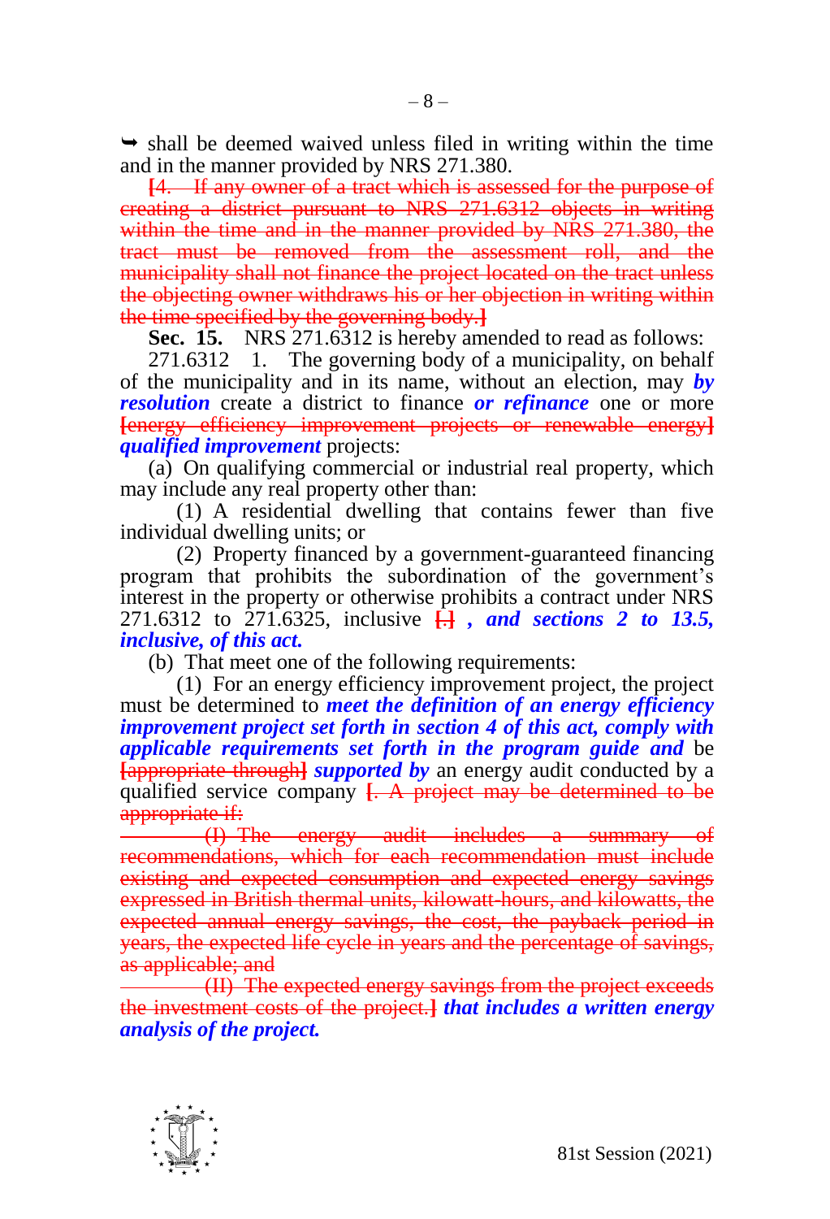➥ shall be deemed waived unless filed in writing within the time and in the manner provided by NRS 271.380.

~~[4. If any owner of a tract which is assessed for the purpose of creating a district pursuant to NRS 271.6312 objects in writing within the time and in the manner provided by NRS 271.380, the tract must be removed from the assessment roll, and the municipality shall not finance the project located on the tract unless the objecting owner withdraws his or her objection in writing within the time specified by the governing body.]~~

**Sec. 15.** NRS 271.6312 is hereby amended to read as follows:

271.6312 1. The governing body of a municipality, on behalf of the municipality and in its name, without an election, may ***by resolution*** create a district to finance ***or refinance*** one or more ~~[energy efficiency improvement projects or renewable energy]~~ ***qualified improvement*** projects:

(a) On qualifying commercial or industrial real property, which may include any real property other than:

(1) A residential dwelling that contains fewer than five individual dwelling units; or

(2) Property financed by a government-guaranteed financing program that prohibits the subordination of the government's interest in the property or otherwise prohibits a contract under NRS 271.6312 to 271.6325, inclusive ~~[.]~~ ***, and sections 2 to 13.5, inclusive, of this act.***

(b) That meet one of the following requirements:

(1) For an energy efficiency improvement project, the project must be determined to ***meet the definition of an energy efficiency improvement project set forth in section 4 of this act, comply with applicable requirements set forth in the program guide and*** be ~~[appropriate through]~~ ***supported by*** an energy audit conducted by a qualified service company ~~[. A project may be determined to be appropriate if:~~

~~(I) The energy audit includes a summary of recommendations, which for each recommendation must include existing and expected consumption and expected energy savings expressed in British thermal units, kilowatt-hours, and kilowatts, the expected annual energy savings, the cost, the payback period in years, the expected life cycle in years and the percentage of savings, as applicable; and~~

~~(II) The expected energy savings from the project exceeds the investment costs of the project.]~~ ***that includes a written energy analysis of the project.***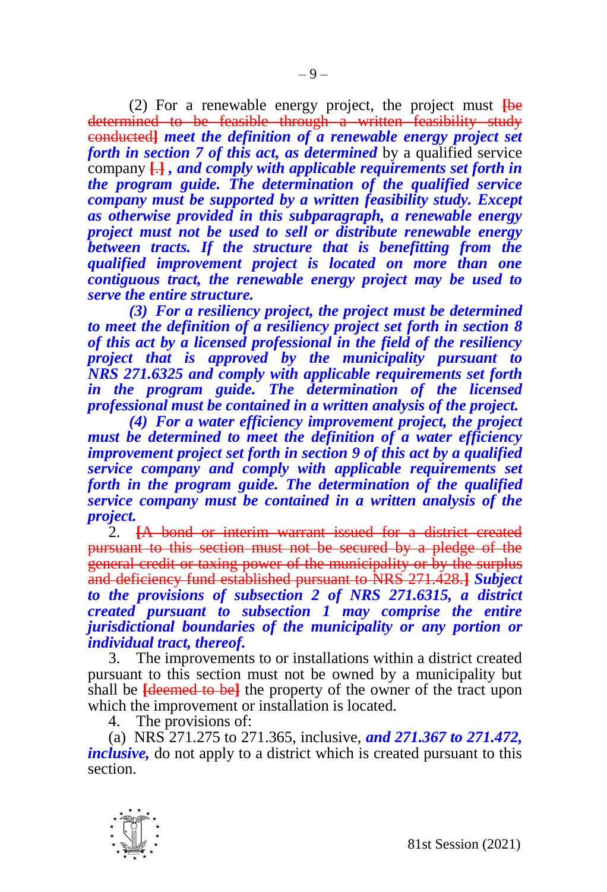(2) For a renewable energy project, the project must [be determined to be feasible through a written feasibility study conducted] ***meet the definition of a renewable energy project set forth in section 7 of this act, as determined*** by a qualified service company [.] ***, and comply with applicable requirements set forth in the program guide. The determination of the qualified service company must be supported by a written feasibility study. Except as otherwise provided in this subparagraph, a renewable energy project must not be used to sell or distribute renewable energy between tracts. If the structure that is benefitting from the qualified improvement project is located on more than one contiguous tract, the renewable energy project may be used to serve the entire structure.***

***(3) For a resiliency project, the project must be determined to meet the definition of a resiliency project set forth in section 8 of this act by a licensed professional in the field of the resiliency project that is approved by the municipality pursuant to NRS 271.6325 and comply with applicable requirements set forth in the program guide. The determination of the licensed professional must be contained in a written analysis of the project.***

***(4) For a water efficiency improvement project, the project must be determined to meet the definition of a water efficiency improvement project set forth in section 9 of this act by a qualified service company and comply with applicable requirements set forth in the program guide. The determination of the qualified service company must be contained in a written analysis of the project.***

2. [A bond or interim warrant issued for a district created pursuant to this section must not be secured by a pledge of the general credit or taxing power of the municipality or by the surplus and deficiency fund established pursuant to NRS 271.428.] ***Subject to the provisions of subsection 2 of NRS 271.6315, a district created pursuant to subsection 1 may comprise the entire jurisdictional boundaries of the municipality or any portion or individual tract, thereof.***

3. The improvements to or installations within a district created pursuant to this section must not be owned by a municipality but shall be [deemed to be] the property of the owner of the tract upon which the improvement or installation is located.

4. The provisions of:

(a) NRS 271.275 to 271.365, inclusive, ***and 271.367 to 271.472, inclusive,*** do not apply to a district which is created pursuant to this section.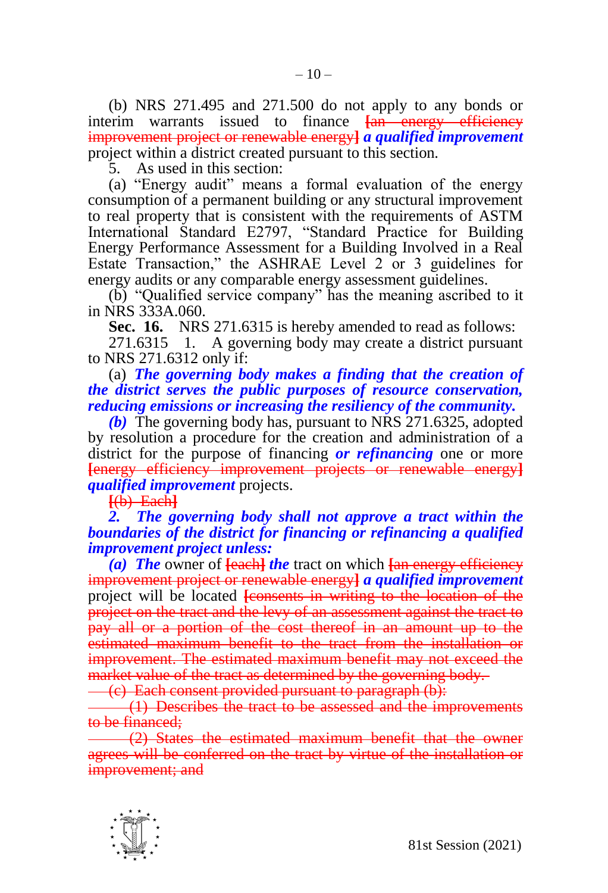(b) NRS 271.495 and 271.500 do not apply to any bonds or interim warrants issued to finance ~~[an energy efficiency improvement project or renewable energy]~~ ***a qualified improvement*** project within a district created pursuant to this section.

5. As used in this section:

(a) "Energy audit" means a formal evaluation of the energy consumption of a permanent building or any structural improvement to real property that is consistent with the requirements of ASTM International Standard E2797, "Standard Practice for Building Energy Performance Assessment for a Building Involved in a Real Estate Transaction," the ASHRAE Level 2 or 3 guidelines for energy audits or any comparable energy assessment guidelines.

(b) "Qualified service company" has the meaning ascribed to it in NRS 333A.060.

**Sec. 16.** NRS 271.6315 is hereby amended to read as follows:

271.6315 1. A governing body may create a district pursuant to NRS 271.6312 only if:

(a) ***The governing body makes a finding that the creation of the district serves the public purposes of resource conservation, reducing emissions or increasing the resiliency of the community.***

***(b)*** The governing body has, pursuant to NRS 271.6325, adopted by resolution a procedure for the creation and administration of a district for the purpose of financing ***or refinancing*** one or more ~~[energy efficiency improvement projects or renewable energy]~~ ***qualified improvement*** projects.

~~[(b) Each]~~

***2. The governing body shall not approve a tract within the boundaries of the district for financing or refinancing a qualified improvement project unless:***

***(a) The*** owner of ~~[each]~~ ***the*** tract on which ~~[an energy efficiency improvement project or renewable energy]~~ ***a qualified improvement*** project will be located ~~[consents in writing to the location of the project on the tract and the levy of an assessment against the tract to pay all or a portion of the cost thereof in an amount up to the estimated maximum benefit to the tract from the installation or improvement. The estimated maximum benefit may not exceed the market value of the tract as determined by the governing body.~~

~~(c) Each consent provided pursuant to paragraph (b):~~

~~(1) Describes the tract to be assessed and the improvements to be financed;~~

~~(2) States the estimated maximum benefit that the owner agrees will be conferred on the tract by virtue of the installation or improvement; and~~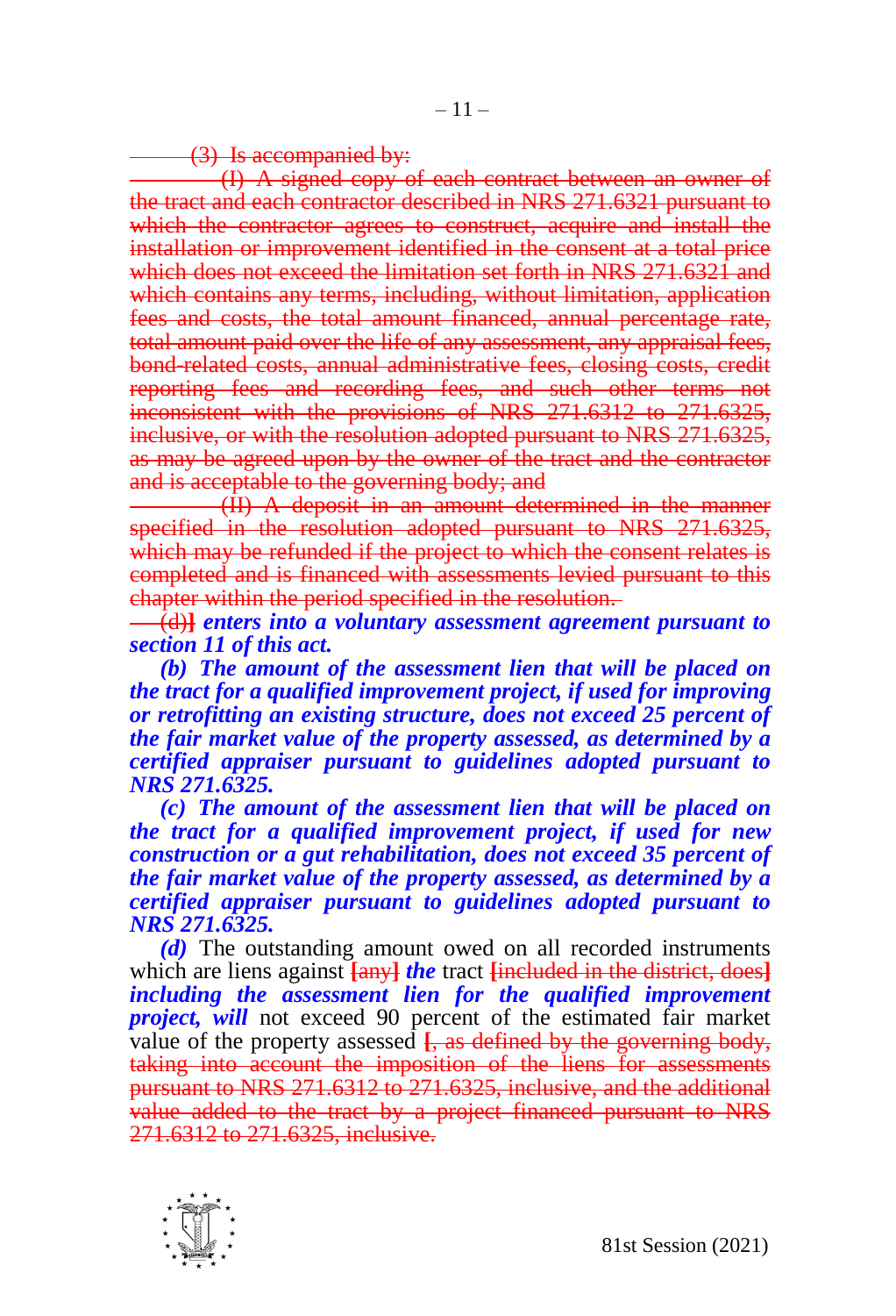(3) Is accompanied by:

(I) A signed copy of each contract between an owner of the tract and each contractor described in NRS 271.6321 pursuant to which the contractor agrees to construct, acquire and install the installation or improvement identified in the consent at a total price which does not exceed the limitation set forth in NRS 271.6321 and which contains any terms, including, without limitation, application fees and costs, the total amount financed, annual percentage rate, total amount paid over the life of any assessment, any appraisal fees, bond-related costs, annual administrative fees, closing costs, credit reporting fees and recording fees, and such other terms not inconsistent with the provisions of NRS 271.6312 to 271.6325, inclusive, or with the resolution adopted pursuant to NRS 271.6325, as may be agreed upon by the owner of the tract and the contractor and is acceptable to the governing body; and

(II) A deposit in an amount determined in the manner specified in the resolution adopted pursuant to NRS 271.6325, which may be refunded if the project to which the consent relates is completed and is financed with assessments levied pursuant to this chapter within the period specified in the resolution.

(d)] ***enters into a voluntary assessment agreement pursuant to section 11 of this act.***

***(b) The amount of the assessment lien that will be placed on the tract for a qualified improvement project, if used for improving or retrofitting an existing structure, does not exceed 25 percent of the fair market value of the property assessed, as determined by a certified appraiser pursuant to guidelines adopted pursuant to NRS 271.6325.***

***(c) The amount of the assessment lien that will be placed on the tract for a qualified improvement project, if used for new construction or a gut rehabilitation, does not exceed 35 percent of the fair market value of the property assessed, as determined by a certified appraiser pursuant to guidelines adopted pursuant to NRS 271.6325.***

***(d)*** The outstanding amount owed on all recorded instruments which are liens against [any] ***the*** tract [included in the district, does] ***including the assessment lien for the qualified improvement project, will*** not exceed 90 percent of the estimated fair market value of the property assessed [, as defined by the governing body, taking into account the imposition of the liens for assessments pursuant to NRS 271.6312 to 271.6325, inclusive, and the additional value added to the tract by a project financed pursuant to NRS 271.6312 to 271.6325, inclusive.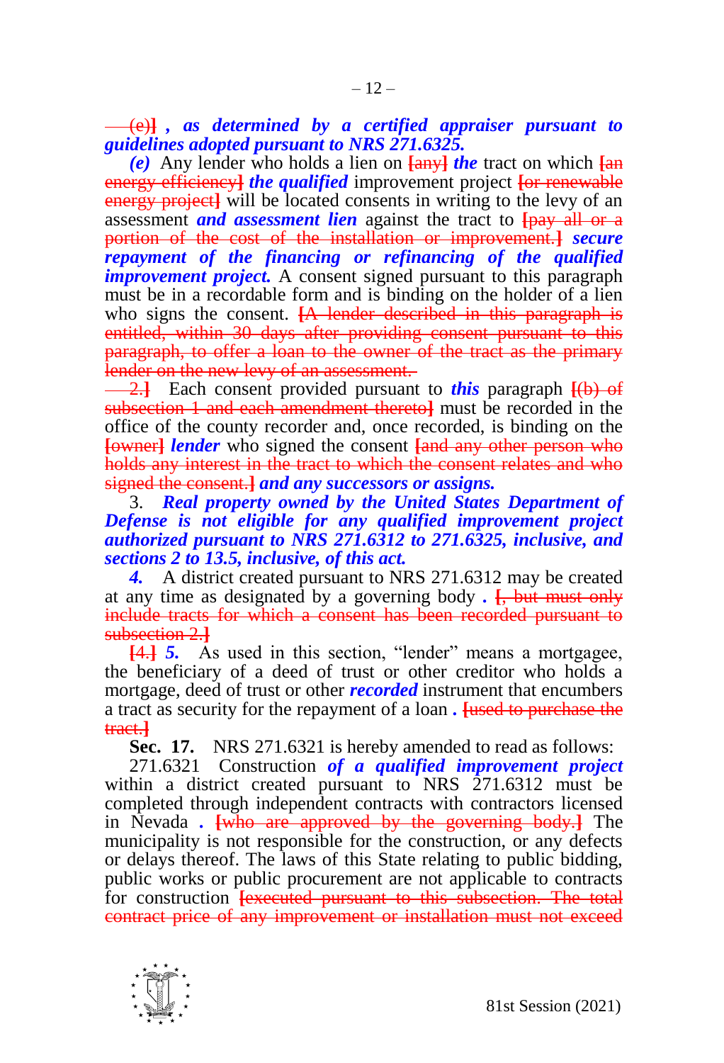(e)] *, as determined by a certified appraiser pursuant to guidelines adopted pursuant to NRS 271.6325.*

***(e)*** Any lender who holds a lien on [any] ***the*** tract on which [an energy efficiency] ***the qualified*** improvement project [or renewable energy project] will be located consents in writing to the levy of an assessment ***and assessment lien*** against the tract to [pay all or a portion of the cost of the installation or improvement.] ***secure repayment of the financing or refinancing of the qualified improvement project.*** A consent signed pursuant to this paragraph must be in a recordable form and is binding on the holder of a lien who signs the consent. [A lender described in this paragraph is entitled, within 30 days after providing consent pursuant to this paragraph, to offer a loan to the owner of the tract as the primary lender on the new levy of an assessment.

2.] Each consent provided pursuant to ***this*** paragraph [(b) of subsection 1 and each amendment thereto] must be recorded in the office of the county recorder and, once recorded, is binding on the [owner] ***lender*** who signed the consent [and any other person who holds any interest in the tract to which the consent relates and who signed the consent.] ***and any successors or assigns.***

3. ***Real property owned by the United States Department of Defense is not eligible for any qualified improvement project authorized pursuant to NRS 271.6312 to 271.6325, inclusive, and sections 2 to 13.5, inclusive, of this act.***

***4.*** A district created pursuant to NRS 271.6312 may be created at any time as designated by a governing body ***.*** [, but must only include tracts for which a consent has been recorded pursuant to subsection 2.]

[4.] ***5.*** As used in this section, "lender" means a mortgagee, the beneficiary of a deed of trust or other creditor who holds a mortgage, deed of trust or other ***recorded*** instrument that encumbers a tract as security for the repayment of a loan ***.*** [used to purchase the tract.]

**Sec. 17.** NRS 271.6321 is hereby amended to read as follows:

271.6321 Construction ***of a qualified improvement project*** within a district created pursuant to NRS 271.6312 must be completed through independent contracts with contractors licensed in Nevada ***.*** [who are approved by the governing body.] The municipality is not responsible for the construction, or any defects or delays thereof. The laws of this State relating to public bidding, public works or public procurement are not applicable to contracts for construction [executed pursuant to this subsection. The total contract price of any improvement or installation must not exceed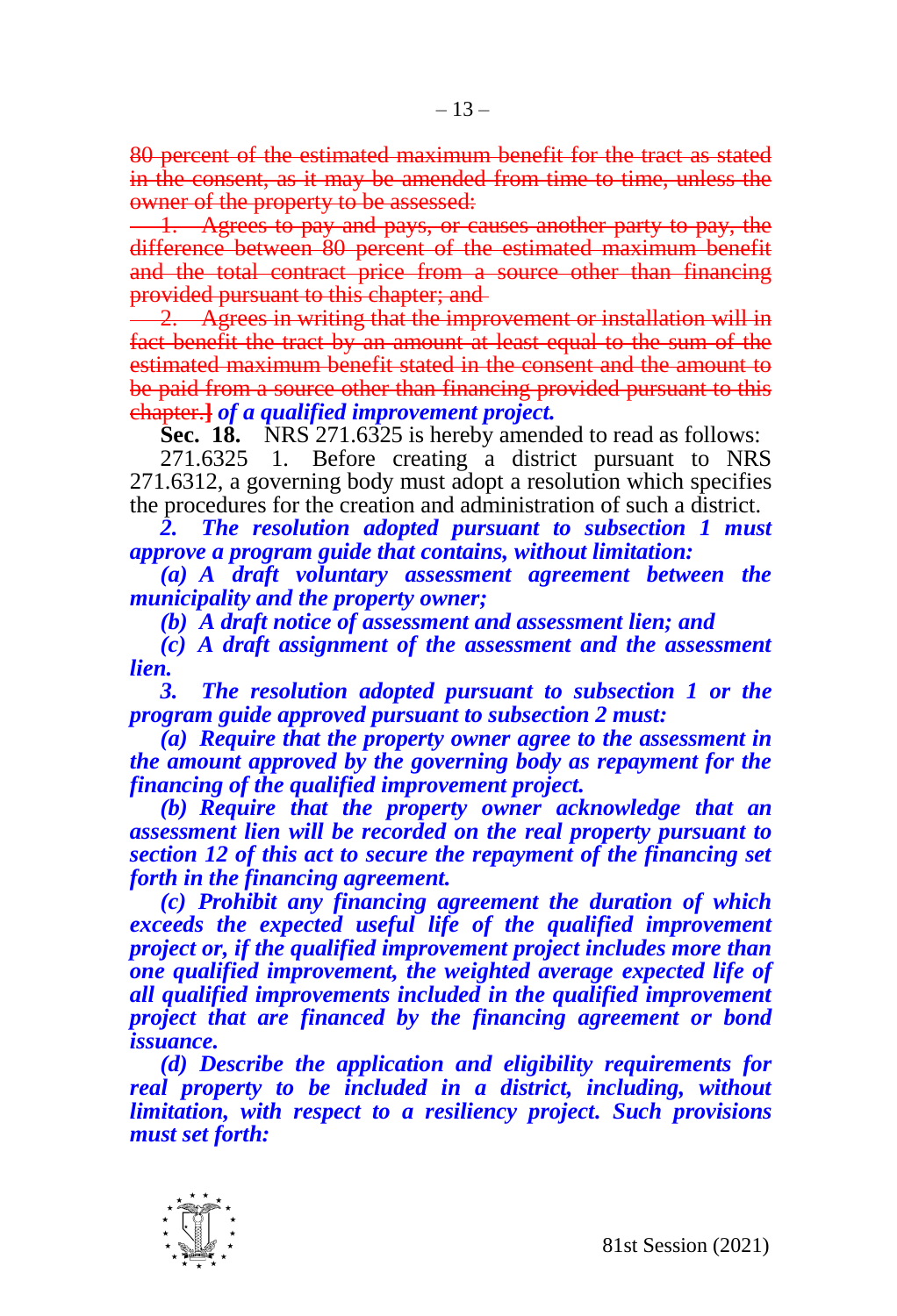~~80 percent of the estimated maximum benefit for the tract as stated in the consent, as it may be amended from time to time, unless the owner of the property to be assessed:~~

~~1. Agrees to pay and pays, or causes another party to pay, the difference between 80 percent of the estimated maximum benefit and the total contract price from a source other than financing provided pursuant to this chapter; and~~

~~2. Agrees in writing that the improvement or installation will in fact benefit the tract by an amount at least equal to the sum of the estimated maximum benefit stated in the consent and the amount to be paid from a source other than financing provided pursuant to this chapter.]~~ ***of a qualified improvement project.***

**Sec. 18.** NRS 271.6325 is hereby amended to read as follows:

271.6325 1. Before creating a district pursuant to NRS 271.6312, a governing body must adopt a resolution which specifies the procedures for the creation and administration of such a district.

***2. The resolution adopted pursuant to subsection 1 must approve a program guide that contains, without limitation:***

***(a) A draft voluntary assessment agreement between the municipality and the property owner;***

***(b) A draft notice of assessment and assessment lien; and***

***(c) A draft assignment of the assessment and the assessment lien.***

***3. The resolution adopted pursuant to subsection 1 or the program guide approved pursuant to subsection 2 must:***

***(a) Require that the property owner agree to the assessment in the amount approved by the governing body as repayment for the financing of the qualified improvement project.***

***(b) Require that the property owner acknowledge that an assessment lien will be recorded on the real property pursuant to section 12 of this act to secure the repayment of the financing set forth in the financing agreement.***

***(c) Prohibit any financing agreement the duration of which exceeds the expected useful life of the qualified improvement project or, if the qualified improvement project includes more than one qualified improvement, the weighted average expected life of all qualified improvements included in the qualified improvement project that are financed by the financing agreement or bond issuance.***

***(d) Describe the application and eligibility requirements for real property to be included in a district, including, without limitation, with respect to a resiliency project. Such provisions must set forth:***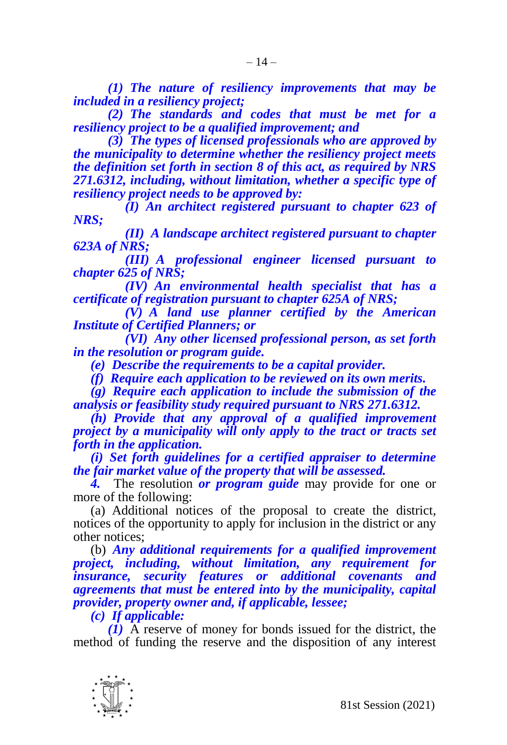*(1) The nature of resiliency improvements that may be included in a resiliency project;*

*(2) The standards and codes that must be met for a resiliency project to be a qualified improvement; and*

*(3) The types of licensed professionals who are approved by the municipality to determine whether the resiliency project meets the definition set forth in section 8 of this act, as required by NRS 271.6312, including, without limitation, whether a specific type of resiliency project needs to be approved by:*

*(I) An architect registered pursuant to chapter 623 of NRS;*

*(II) A landscape architect registered pursuant to chapter 623A of NRS;*

*(III) A professional engineer licensed pursuant to chapter 625 of NRS;*

*(IV) An environmental health specialist that has a certificate of registration pursuant to chapter 625A of NRS;*

*(V) A land use planner certified by the American Institute of Certified Planners; or*

*(VI) Any other licensed professional person, as set forth in the resolution or program guide.*

*(e) Describe the requirements to be a capital provider.*

*(f) Require each application to be reviewed on its own merits.*

*(g) Require each application to include the submission of the analysis or feasibility study required pursuant to NRS 271.6312.*

*(h) Provide that any approval of a qualified improvement project by a municipality will only apply to the tract or tracts set forth in the application.*

*(i) Set forth guidelines for a certified appraiser to determine the fair market value of the property that will be assessed.*

*4.* The resolution ***or program guide*** may provide for one or more of the following:

(a) Additional notices of the proposal to create the district, notices of the opportunity to apply for inclusion in the district or any other notices;

(b) ***Any additional requirements for a qualified improvement project, including, without limitation, any requirement for insurance, security features or additional covenants and agreements that must be entered into by the municipality, capital provider, property owner and, if applicable, lessee;***

***(c) If applicable:***

*(1)* A reserve of money for bonds issued for the district, the method of funding the reserve and the disposition of any interest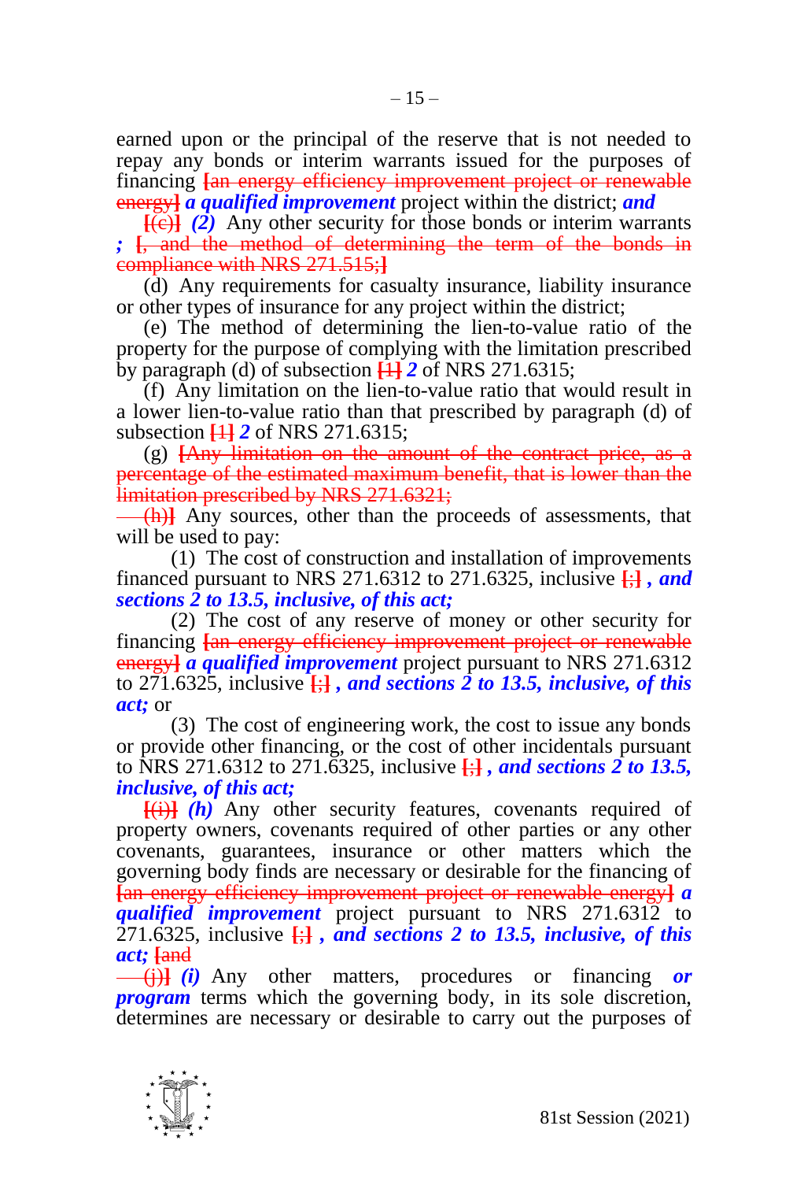earned upon or the principal of the reserve that is not needed to repay any bonds or interim warrants issued for the purposes of financing [an energy efficiency improvement project or renewable energy] ***a qualified improvement*** project within the district; ***and***

[(c)] ***(2)*** Any other security for those bonds or interim warrants ***;*** [, and the method of determining the term of the bonds in compliance with NRS 271.515;]

(d) Any requirements for casualty insurance, liability insurance or other types of insurance for any project within the district;

(e) The method of determining the lien-to-value ratio of the property for the purpose of complying with the limitation prescribed by paragraph (d) of subsection [1] ***2*** of NRS 271.6315;

(f) Any limitation on the lien-to-value ratio that would result in a lower lien-to-value ratio than that prescribed by paragraph (d) of subsection [1] ***2*** of NRS 271.6315;

(g) [Any limitation on the amount of the contract price, as a percentage of the estimated maximum benefit, that is lower than the limitation prescribed by NRS 271.6321;

(h)] Any sources, other than the proceeds of assessments, that will be used to pay:

(1) The cost of construction and installation of improvements financed pursuant to NRS 271.6312 to 271.6325, inclusive [;] ***, and sections 2 to 13.5, inclusive, of this act;***

(2) The cost of any reserve of money or other security for financing [an energy efficiency improvement project or renewable energy] ***a qualified improvement*** project pursuant to NRS 271.6312 to 271.6325, inclusive [;] ***, and sections 2 to 13.5, inclusive, of this act;*** or

(3) The cost of engineering work, the cost to issue any bonds or provide other financing, or the cost of other incidentals pursuant to NRS 271.6312 to 271.6325, inclusive [;] ***, and sections 2 to 13.5, inclusive, of this act;***

[(i)] ***(h)*** Any other security features, covenants required of property owners, covenants required of other parties or any other covenants, guarantees, insurance or other matters which the governing body finds are necessary or desirable for the financing of [an energy efficiency improvement project or renewable energy] ***a qualified improvement*** project pursuant to NRS 271.6312 to 271.6325, inclusive [;] ***, and sections 2 to 13.5, inclusive, of this act;*** [and

(j)] ***(i)*** Any other matters, procedures or financing ***or program*** terms which the governing body, in its sole discretion, determines are necessary or desirable to carry out the purposes of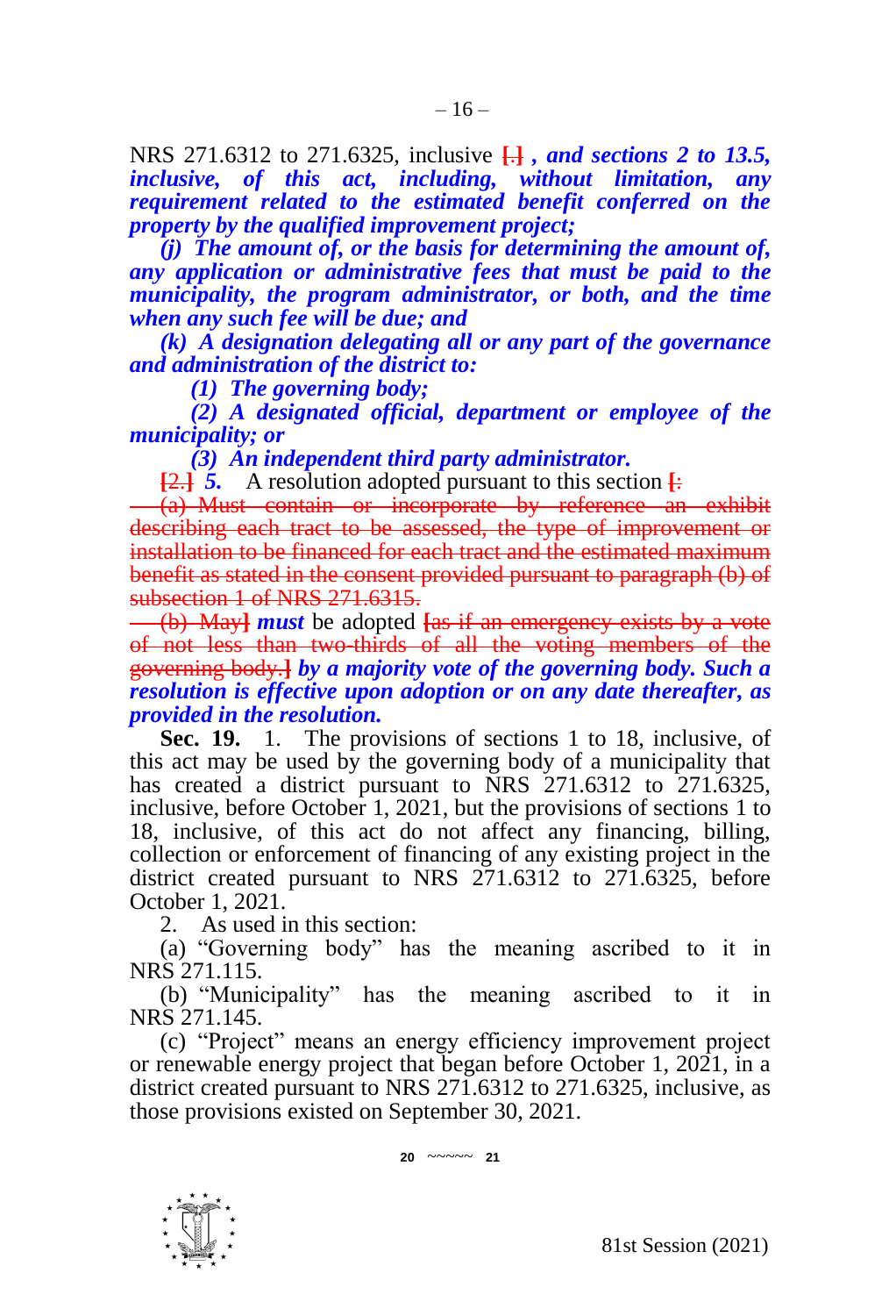NRS 271.6312 to 271.6325, inclusive **[.]** *, and sections 2 to 13.5, inclusive, of this act, including, without limitation, any requirement related to the estimated benefit conferred on the property by the qualified improvement project;*

*(j) The amount of, or the basis for determining the amount of, any application or administrative fees that must be paid to the municipality, the program administrator, or both, and the time when any such fee will be due; and*

*(k) A designation delegating all or any part of the governance and administration of the district to:*

*(1) The governing body;*

*(2) A designated official, department or employee of the municipality; or*

*(3) An independent third party administrator.*

**[**2.**]** *5.* A resolution adopted pursuant to this section **[**:

~~(a) Must contain or incorporate by reference an exhibit describing each tract to be assessed, the type of improvement or installation to be financed for each tract and the estimated maximum benefit as stated in the consent provided pursuant to paragraph (b) of subsection 1 of NRS 271.6315.~~

~~(b) May~~**]** *must* be adopted **[**~~as if an emergency exists by a vote of not less than two-thirds of all the voting members of the governing body.~~**]** *by a majority vote of the governing body. Such a resolution is effective upon adoption or on any date thereafter, as provided in the resolution.*

**Sec. 19.** 1. The provisions of sections 1 to 18, inclusive, of this act may be used by the governing body of a municipality that has created a district pursuant to NRS 271.6312 to 271.6325, inclusive, before October 1, 2021, but the provisions of sections 1 to 18, inclusive, of this act do not affect any financing, billing, collection or enforcement of financing of any existing project in the district created pursuant to NRS 271.6312 to 271.6325, before October 1, 2021.

2. As used in this section:

(a) "Governing body" has the meaning ascribed to it in NRS 271.115.

(b) "Municipality" has the meaning ascribed to it in NRS 271.145.

(c) "Project" means an energy efficiency improvement project or renewable energy project that began before October 1, 2021, in a district created pursuant to NRS 271.6312 to 271.6325, inclusive, as those provisions existed on September 30, 2021.

20 ~~~~~ 21